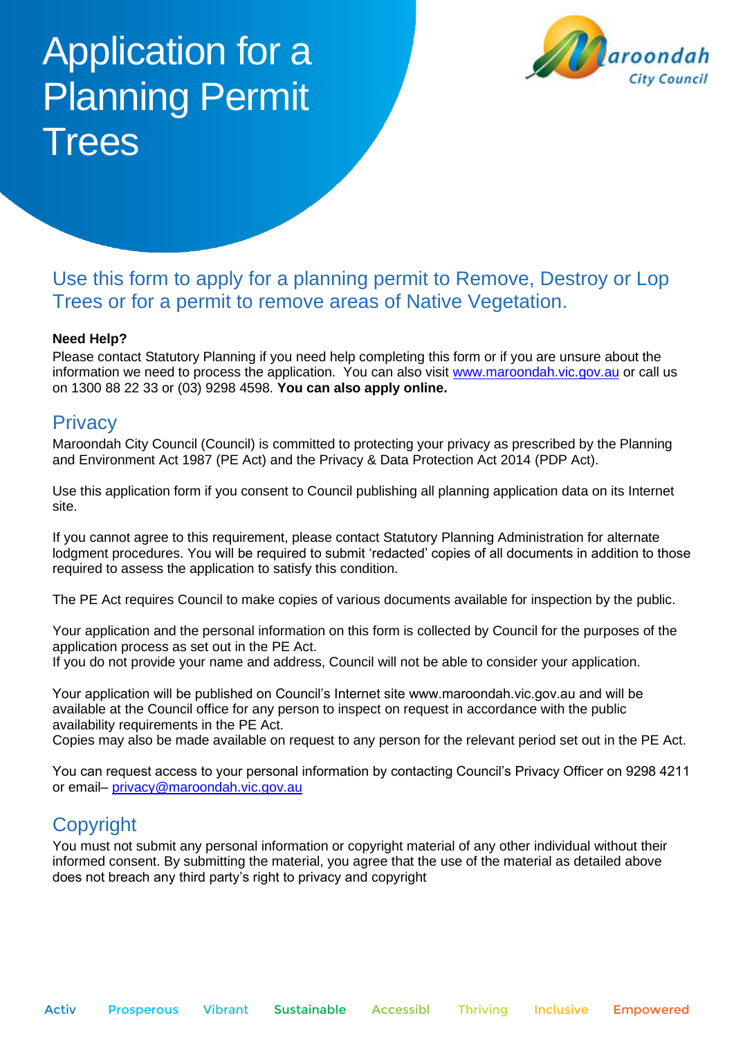# Application for a Planning Permit Trees

Maroondah City Council

## Use this form to apply for a planning permit to Remove, Destroy or Lop Trees or for a permit to remove areas of Native Vegetation.

**Need Help?**

Please contact Statutory Planning if you need help completing this form or if you are unsure about the information we need to process the application. You can also visit www.maroondah.vic.gov.au or call us on 1300 88 22 33 or (03) 9298 4598. **You can also apply online.**

## Privacy

Maroondah City Council (Council) is committed to protecting your privacy as prescribed by the Planning and Environment Act 1987 (PE Act) and the Privacy & Data Protection Act 2014 (PDP Act).

Use this application form if you consent to Council publishing all planning application data on its Internet site.

If you cannot agree to this requirement, please contact Statutory Planning Administration for alternate lodgment procedures. You will be required to submit 'redacted' copies of all documents in addition to those required to assess the application to satisfy this condition.

The PE Act requires Council to make copies of various documents available for inspection by the public.

Your application and the personal information on this form is collected by Council for the purposes of the application process as set out in the PE Act.
If you do not provide your name and address, Council will not be able to consider your application.

Your application will be published on Council's Internet site www.maroondah.vic.gov.au and will be available at the Council office for any person to inspect on request in accordance with the public availability requirements in the PE Act.
Copies may also be made available on request to any person for the relevant period set out in the PE Act.

You can request access to your personal information by contacting Council's Privacy Officer on 9298 4211 or email– privacy@maroondah.vic.gov.au

## Copyright

You must not submit any personal information or copyright material of any other individual without their informed consent. By submitting the material, you agree that the use of the material as detailed above does not breach any third party's right to privacy and copyright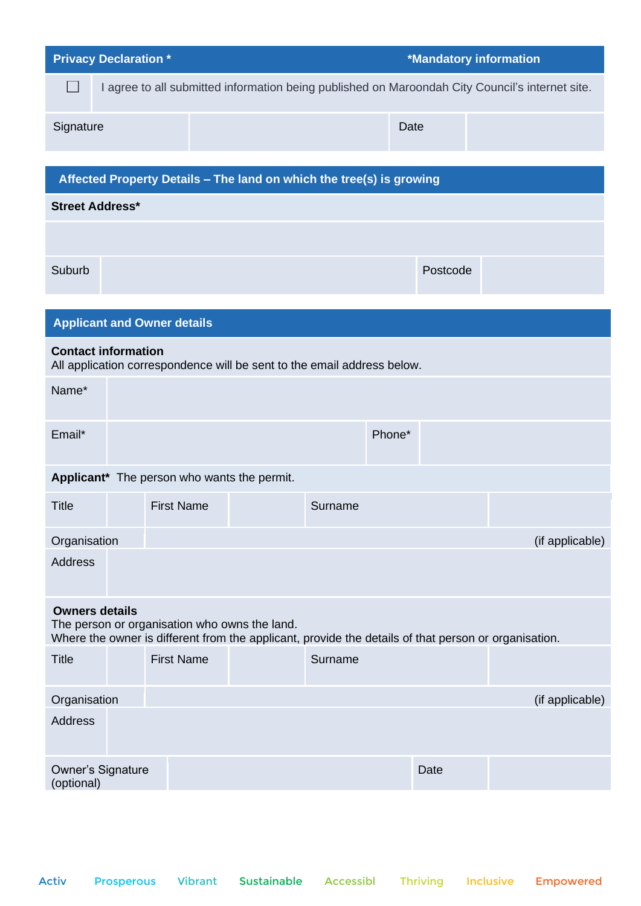| Privacy Declaration * | *Mandatory information |
| --- | --- |
| ☐ | I agree to all submitted information being published on Maroondah City Council's internet site. |

| Signature | | Date | |
| --- | --- | --- | --- |

## Affected Property Details – The land on which the tree(s) is growing

| **Street Address*** | | | |
| --- | --- | --- | --- |
| | | | |
| Suburb | | Postcode | |

## Applicant and Owner details

**Contact information**
All application correspondence will be sent to the email address below.

| Name* | | | |
| --- | --- | --- | --- |
| Email* | | Phone* | |

**Applicant*** The person who wants the permit.

| Title | | First Name | | Surname | |
| --- | --- | --- | --- | --- | --- |
| Organisation | | | | | (if applicable) |
| Address | | | | | |

**Owners details**
The person or organisation who owns the land.
Where the owner is different from the applicant, provide the details of that person or organisation.

| Title | | First Name | | Surname | |
| --- | --- | --- | --- | --- | --- |
| Organisation | | | | | (if applicable) |
| Address | | | | | |
| Owner's Signature (optional) | | | Date | | |

Activ Prosperous Vibrant Sustainable Accessibl Thriving Inclusive Empowered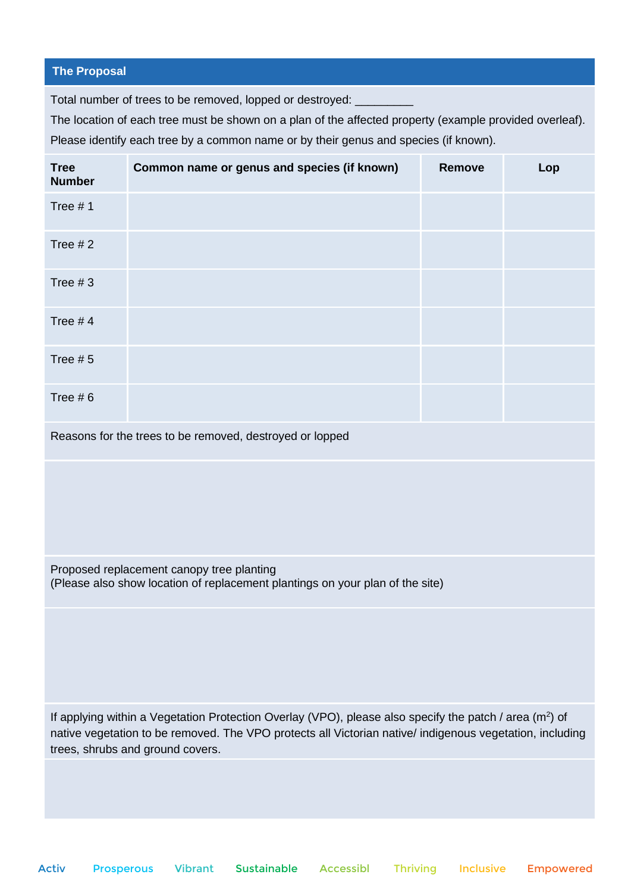## The Proposal

Total number of trees to be removed, lopped or destroyed: _________

The location of each tree must be shown on a plan of the affected property (example provided overleaf).

Please identify each tree by a common name or by their genus and species (if known).

| Tree Number | Common name or genus and species (if known) | Remove | Lop |
| --- | --- | --- | --- |
| Tree # 1 | | | |
| Tree # 2 | | | |
| Tree # 3 | | | |
| Tree # 4 | | | |
| Tree # 5 | | | |
| Tree # 6 | | | |

Reasons for the trees to be removed, destroyed or lopped

Proposed replacement canopy tree planting
(Please also show location of replacement plantings on your plan of the site)

If applying within a Vegetation Protection Overlay (VPO), please also specify the patch / area ($m^2$) of native vegetation to be removed. The VPO protects all Victorian native/ indigenous vegetation, including trees, shrubs and ground covers.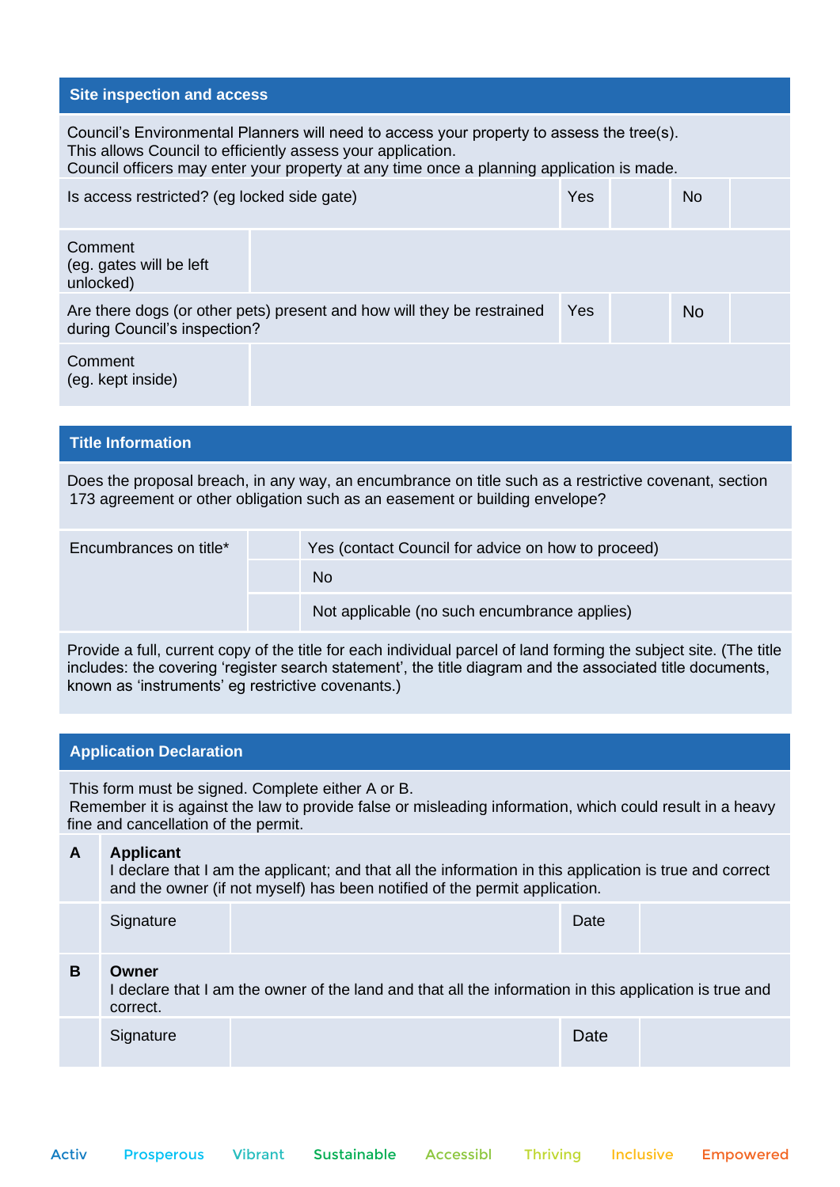## Site inspection and access

Council's Environmental Planners will need to access your property to assess the tree(s).
This allows Council to efficiently assess your application.
Council officers may enter your property at any time once a planning application is made.

| Is access restricted? (eg locked side gate) | Yes | | No | |
|---|---|---|---|---|
| Comment (eg. gates will be left unlocked) | | | | |
| Are there dogs (or other pets) present and how will they be restrained during Council's inspection? | Yes | | No | |
| Comment (eg. kept inside) | | | | |

## Title Information

Does the proposal breach, in any way, an encumbrance on title such as a restrictive covenant, section 173 agreement or other obligation such as an easement or building envelope?

| Encumbrances on title* | | Yes (contact Council for advice on how to proceed) |
|---|---|---|
| | | No |
| | | Not applicable (no such encumbrance applies) |

Provide a full, current copy of the title for each individual parcel of land forming the subject site. (The title includes: the covering 'register search statement', the title diagram and the associated title documents, known as 'instruments' eg restrictive covenants.)

## Application Declaration

This form must be signed. Complete either A or B.
Remember it is against the law to provide false or misleading information, which could result in a heavy fine and cancellation of the permit.

| | | | | |
|---|---|---|---|---|
| **A** | **Applicant** I declare that I am the applicant; and that all the information in this application is true and correct and the owner (if not myself) has been notified of the permit application. | | | |
| | Signature | | Date | |
| **B** | **Owner** I declare that I am the owner of the land and that all the information in this application is true and correct. | | | |
| | Signature | | Date | |

Activ Prosperous Vibrant Sustainable Accessibl Thriving Inclusive Empowered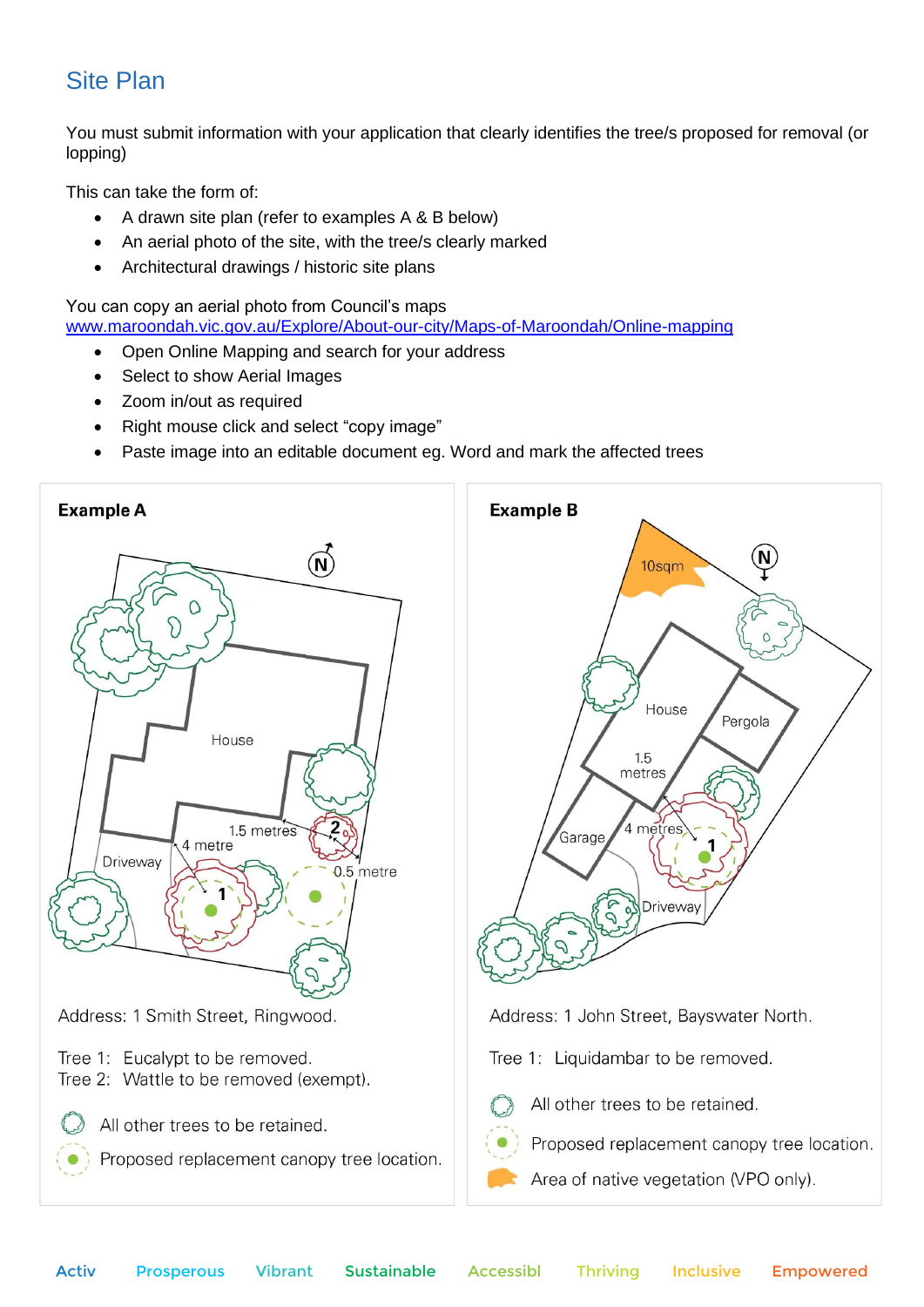## Site Plan

You must submit information with your application that clearly identifies the tree/s proposed for removal (or lopping)

This can take the form of:

- A drawn site plan (refer to examples A & B below)
- An aerial photo of the site, with the tree/s clearly marked
- Architectural drawings / historic site plans

You can copy an aerial photo from Council's maps
[www.maroondah.vic.gov.au/Explore/About-our-city/Maps-of-Maroondah/Online-mapping](http://www.maroondah.vic.gov.au/Explore/About-our-city/Maps-of-Maroondah/Online-mapping)

- Open Online Mapping and search for your address
- Select to show Aerial Images
- Zoom in/out as required
- Right mouse click and select "copy image"
- Paste image into an editable document eg. Word and mark the affected trees

**Example A**

Address: 1 Smith Street, Ringwood.

Tree 1: Eucalypt to be removed.
Tree 2: Wattle to be removed (exempt).

All other trees to be retained.

Proposed replacement canopy tree location.

**Example B**

Address: 1 John Street, Bayswater North.

Tree 1: Liquidambar to be removed.

All other trees to be retained.

Proposed replacement canopy tree location.

Area of native vegetation (VPO only).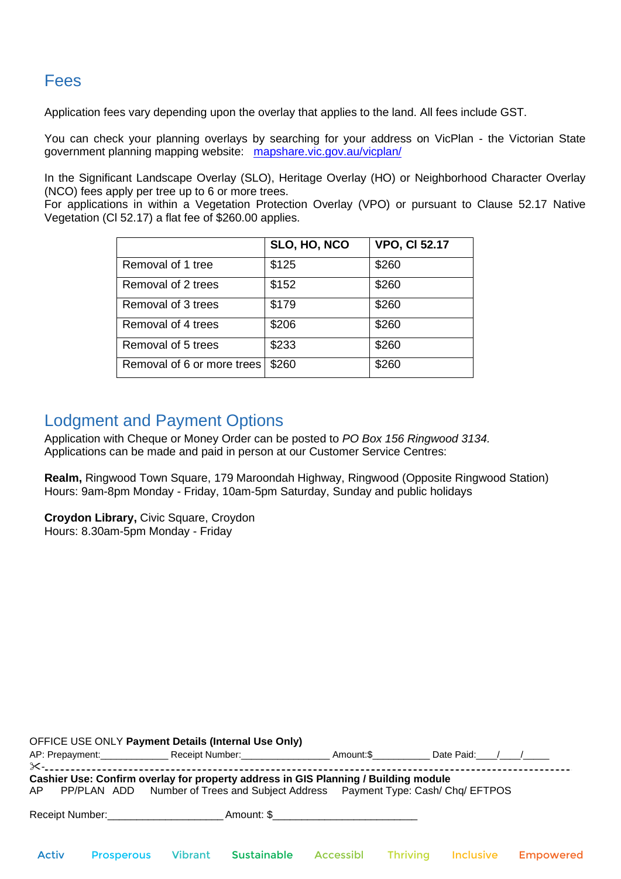## Fees

Application fees vary depending upon the overlay that applies to the land. All fees include GST.

You can check your planning overlays by searching for your address on VicPlan - the Victorian State government planning mapping website: [mapshare.vic.gov.au/vicplan/](mapshare.vic.gov.au/vicplan/)

In the Significant Landscape Overlay (SLO), Heritage Overlay (HO) or Neighborhood Character Overlay (NCO) fees apply per tree up to 6 or more trees.
For applications in within a Vegetation Protection Overlay (VPO) or pursuant to Clause 52.17 Native Vegetation (Cl 52.17) a flat fee of $260.00 applies.

| | **SLO, HO, NCO** | **VPO, Cl 52.17** |
|---|---|---|
| Removal of 1 tree | $125 | $260 |
| Removal of 2 trees | $152 | $260 |
| Removal of 3 trees | $179 | $260 |
| Removal of 4 trees | $206 | $260 |
| Removal of 5 trees | $233 | $260 |
| Removal of 6 or more trees | $260 | $260 |

## Lodgment and Payment Options

Application with Cheque or Money Order can be posted to *PO Box 156 Ringwood 3134.*
Applications can be made and paid in person at our Customer Service Centres:

**Realm,** Ringwood Town Square, 179 Maroondah Highway, Ringwood (Opposite Ringwood Station)
Hours: 9am-8pm Monday - Friday, 10am-5pm Saturday, Sunday and public holidays

**Croydon Library,** Civic Square, Croydon
Hours: 8.30am-5pm Monday - Friday

OFFICE USE ONLY **Payment Details (Internal Use Only)**
AP: Prepayment:_____________ Receipt Number:________________ Amount:$___________ Date Paid:____/____/_____

✂------------------------------------------------------------------------------------------------

**Cashier Use: Confirm overlay for property address in GIS Planning / Building module**
AP PP/PLAN ADD Number of Trees and Subject Address Payment Type: Cash/ Chq/ EFTPOS

Receipt Number:____________________ Amount: $_________________________

Activ Prosperous Vibrant Sustainable Accessibl Thriving Inclusive Empowered